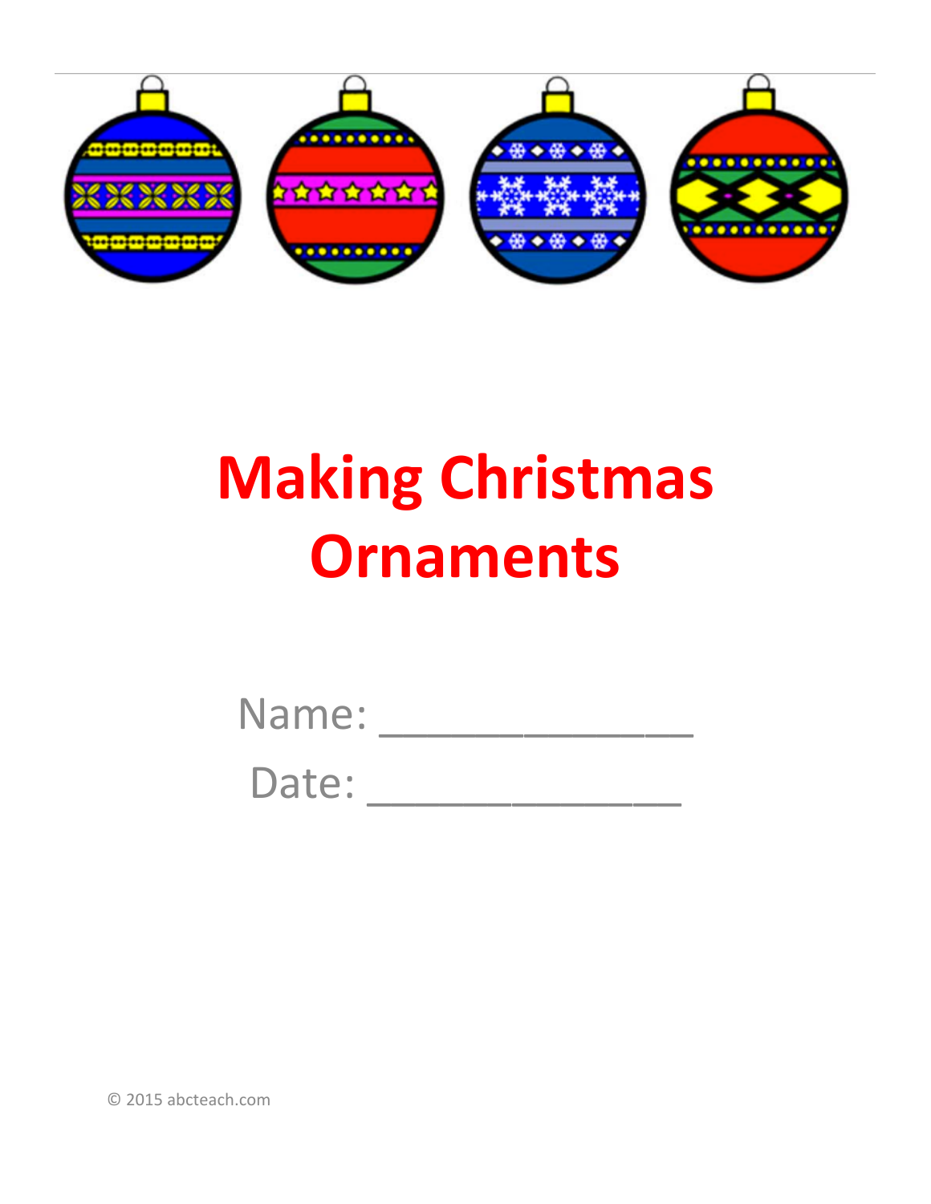# Making Christmas Ornaments

Name: _____________

Date: _____________

© 2015 abcteach.com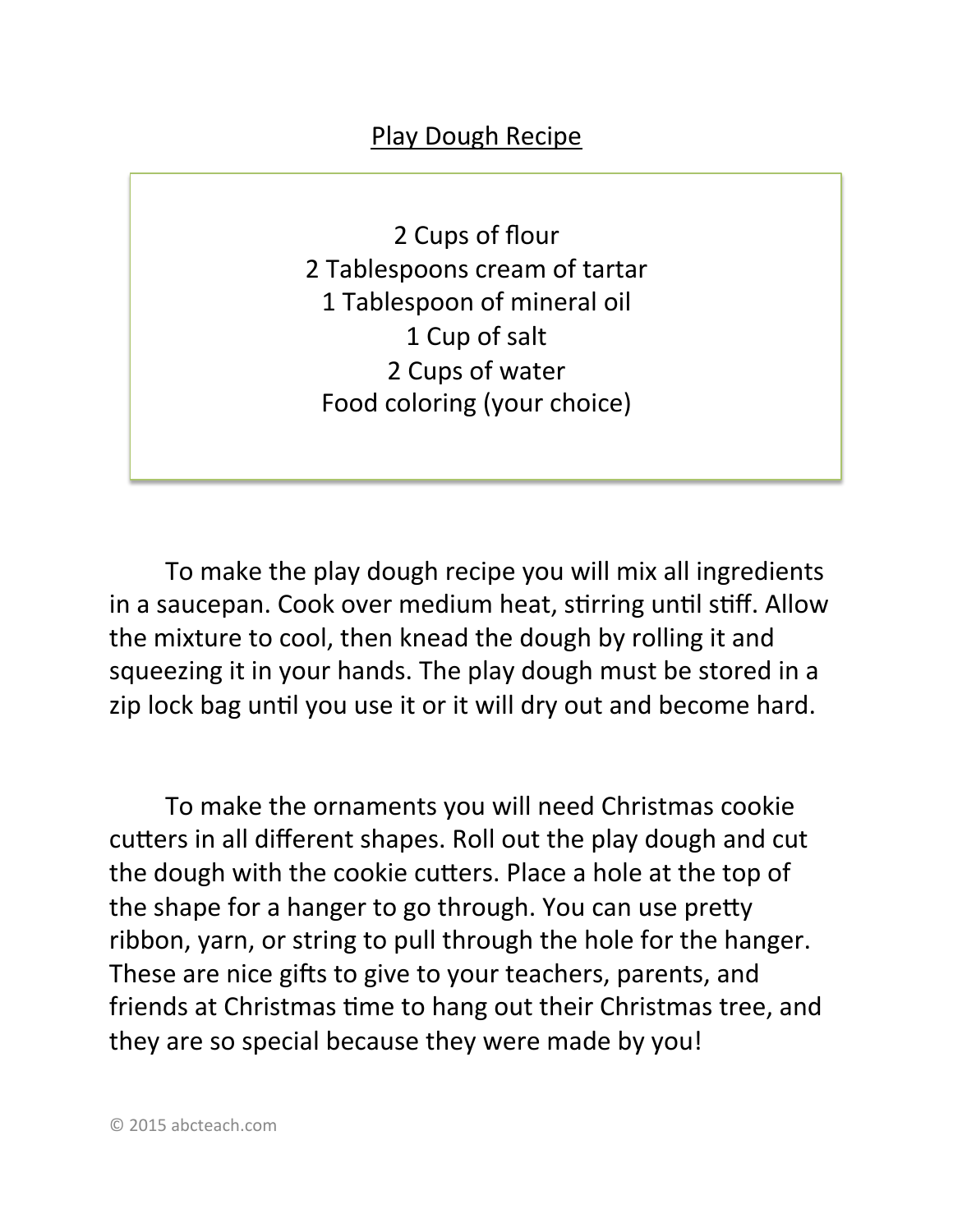## Play Dough Recipe

2 Cups of flour
2 Tablespoons cream of tartar
1 Tablespoon of mineral oil
1 Cup of salt
2 Cups of water
Food coloring (your choice)

To make the play dough recipe you will mix all ingredients in a saucepan. Cook over medium heat, stirring until stiff. Allow the mixture to cool, then knead the dough by rolling it and squeezing it in your hands. The play dough must be stored in a zip lock bag until you use it or it will dry out and become hard.

To make the ornaments you will need Christmas cookie cutters in all different shapes. Roll out the play dough and cut the dough with the cookie cutters. Place a hole at the top of the shape for a hanger to go through. You can use pretty ribbon, yarn, or string to pull through the hole for the hanger. These are nice gifts to give to your teachers, parents, and friends at Christmas time to hang out their Christmas tree, and they are so special because they were made by you!

© 2015 abcteach.com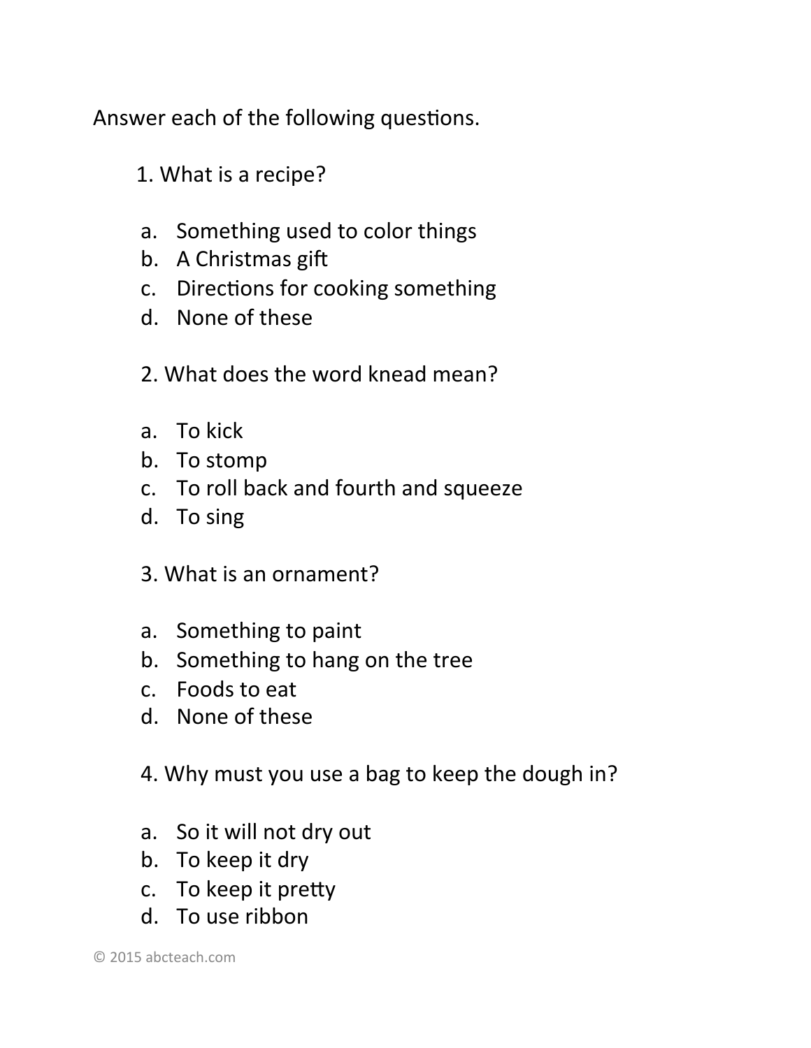Answer each of the following questions.

1. What is a recipe?

   a. Something used to color things
   b. A Christmas gift
   c. Directions for cooking something
   d. None of these

2. What does the word knead mean?

   a. To kick
   b. To stomp
   c. To roll back and fourth and squeeze
   d. To sing

3. What is an ornament?

   a. Something to paint
   b. Something to hang on the tree
   c. Foods to eat
   d. None of these

4. Why must you use a bag to keep the dough in?

   a. So it will not dry out
   b. To keep it dry
   c. To keep it pretty
   d. To use ribbon

© 2015 abcteach.com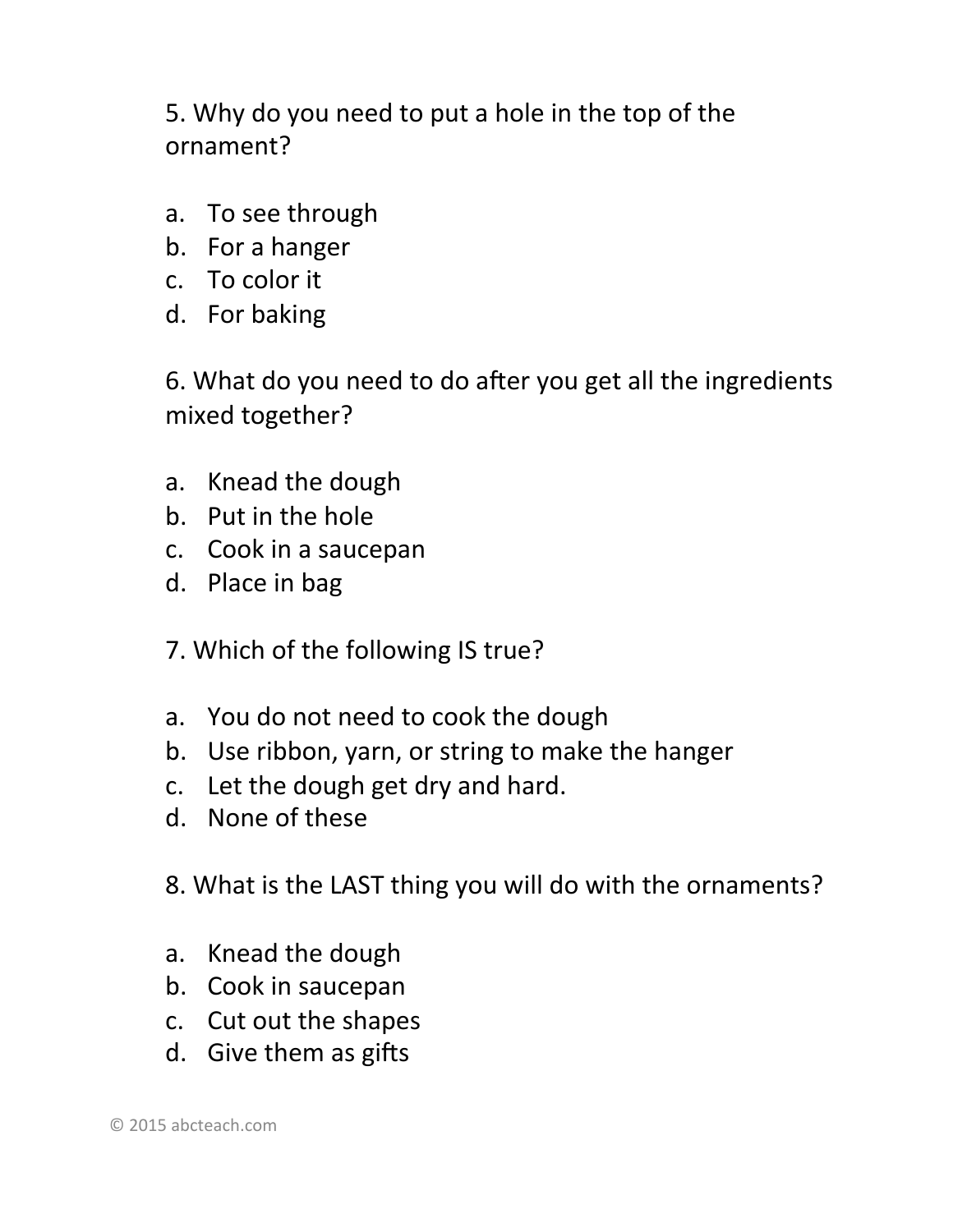5. Why do you need to put a hole in the top of the ornament?

a. To see through
b. For a hanger
c. To color it
d. For baking

6. What do you need to do after you get all the ingredients mixed together?

a. Knead the dough
b. Put in the hole
c. Cook in a saucepan
d. Place in bag

7. Which of the following IS true?

a. You do not need to cook the dough
b. Use ribbon, yarn, or string to make the hanger
c. Let the dough get dry and hard.
d. None of these

8. What is the LAST thing you will do with the ornaments?

a. Knead the dough
b. Cook in saucepan
c. Cut out the shapes
d. Give them as gifts

© 2015 abcteach.com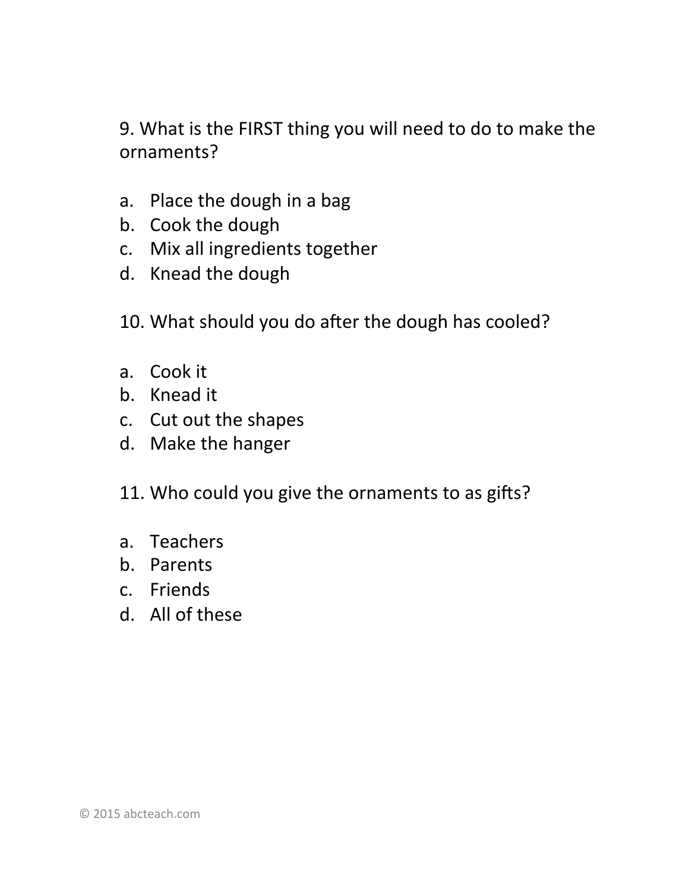9. What is the FIRST thing you will need to do to make the ornaments?

a. Place the dough in a bag
b. Cook the dough
c. Mix all ingredients together
d. Knead the dough

10. What should you do after the dough has cooled?

a. Cook it
b. Knead it
c. Cut out the shapes
d. Make the hanger

11. Who could you give the ornaments to as gifts?

a. Teachers
b. Parents
c. Friends
d. All of these

© 2015 abcteach.com